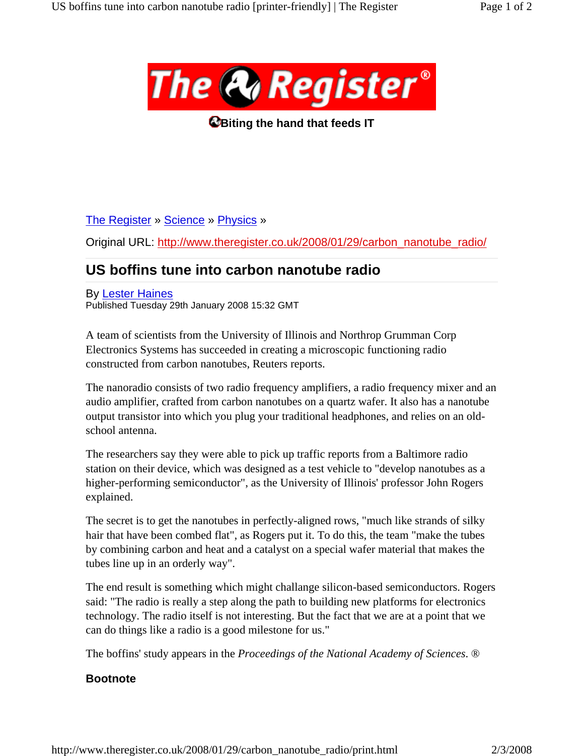The Register

Biting the hand that feeds IT

The Register » Science » Physics »

Original URL: http://www.theregister.co.uk/2008/01/29/carbon_nanotube_radio/

# US boffins tune into carbon nanotube radio

By Lester Haines
Published Tuesday 29th January 2008 15:32 GMT

A team of scientists from the University of Illinois and Northrop Grumman Corp Electronics Systems has succeeded in creating a microscopic functioning radio constructed from carbon nanotubes, Reuters reports.

The nanoradio consists of two radio frequency amplifiers, a radio frequency mixer and an audio amplifier, crafted from carbon nanotubes on a quartz wafer. It also has a nanotube output transistor into which you plug your traditional headphones, and relies on an old-school antenna.

The researchers say they were able to pick up traffic reports from a Baltimore radio station on their device, which was designed as a test vehicle to "develop nanotubes as a higher-performing semiconductor", as the University of Illinois' professor John Rogers explained.

The secret is to get the nanotubes in perfectly-aligned rows, "much like strands of silky hair that have been combed flat", as Rogers put it. To do this, the team "make the tubes by combining carbon and heat and a catalyst on a special wafer material that makes the tubes line up in an orderly way".

The end result is something which might challange silicon-based semiconductors. Rogers said: "The radio is really a step along the path to building new platforms for electronics technology. The radio itself is not interesting. But the fact that we are at a point that we can do things like a radio is a good milestone for us."

The boffins' study appears in the *Proceedings of the National Academy of Sciences*. ®

**Bootnote**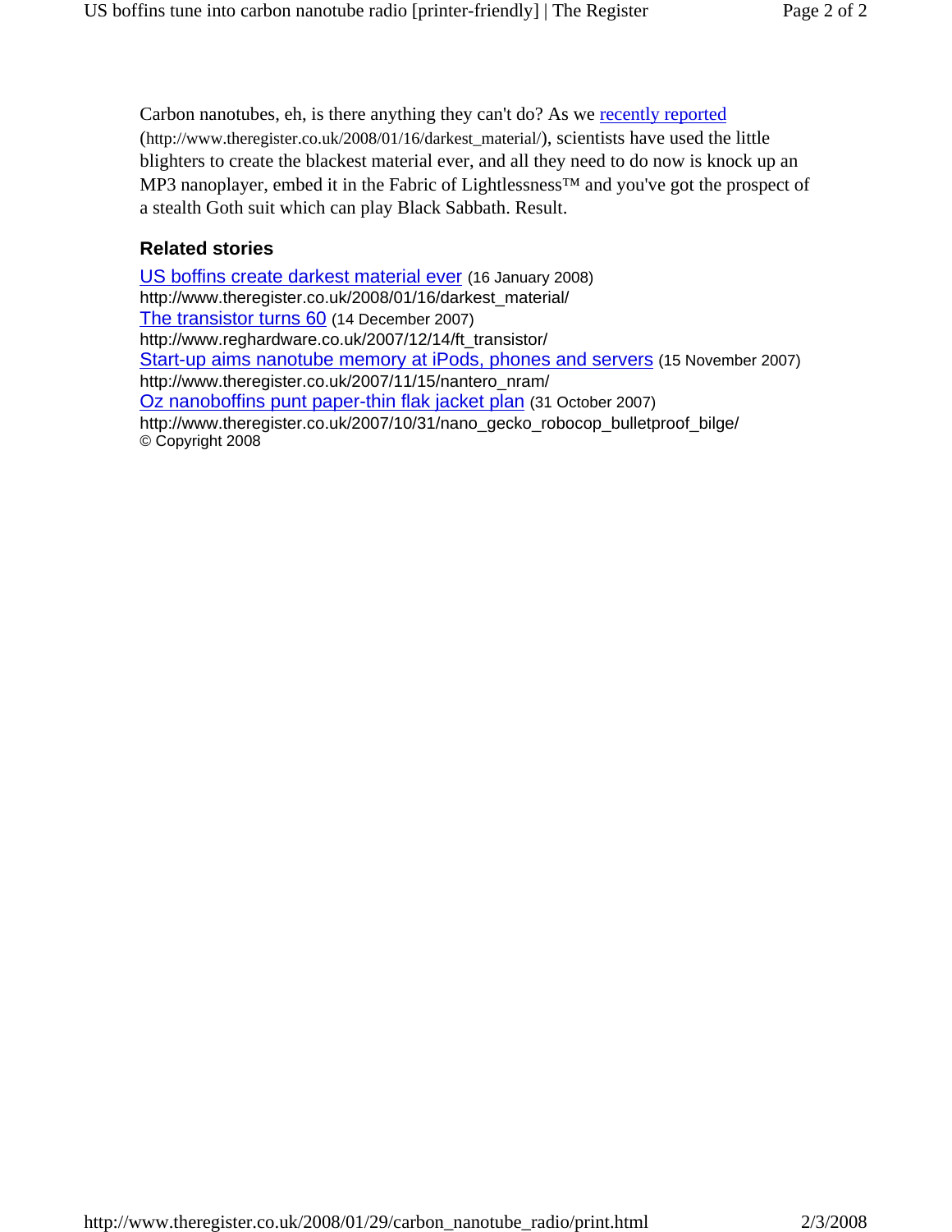Carbon nanotubes, eh, is there anything they can't do? As we [recently reported](http://www.theregister.co.uk/2008/01/16/darkest_material/) (http://www.theregister.co.uk/2008/01/16/darkest_material/), scientists have used the little blighters to create the blackest material ever, and all they need to do now is knock up an MP3 nanoplayer, embed it in the Fabric of Lightlessness™ and you've got the prospect of a stealth Goth suit which can play Black Sabbath. Result.

### Related stories

[US boffins create darkest material ever](http://www.theregister.co.uk/2008/01/16/darkest_material/) (16 January 2008)
http://www.theregister.co.uk/2008/01/16/darkest_material/
[The transistor turns 60](http://www.reghardware.co.uk/2007/12/14/ft_transistor/) (14 December 2007)
http://www.reghardware.co.uk/2007/12/14/ft_transistor/
[Start-up aims nanotube memory at iPods, phones and servers](http://www.theregister.co.uk/2007/11/15/nantero_nram/) (15 November 2007)
http://www.theregister.co.uk/2007/11/15/nantero_nram/
[Oz nanoboffins punt paper-thin flak jacket plan](http://www.theregister.co.uk/2007/10/31/nano_gecko_robocop_bulletproof_bilge/) (31 October 2007)
http://www.theregister.co.uk/2007/10/31/nano_gecko_robocop_bulletproof_bilge/
© Copyright 2008